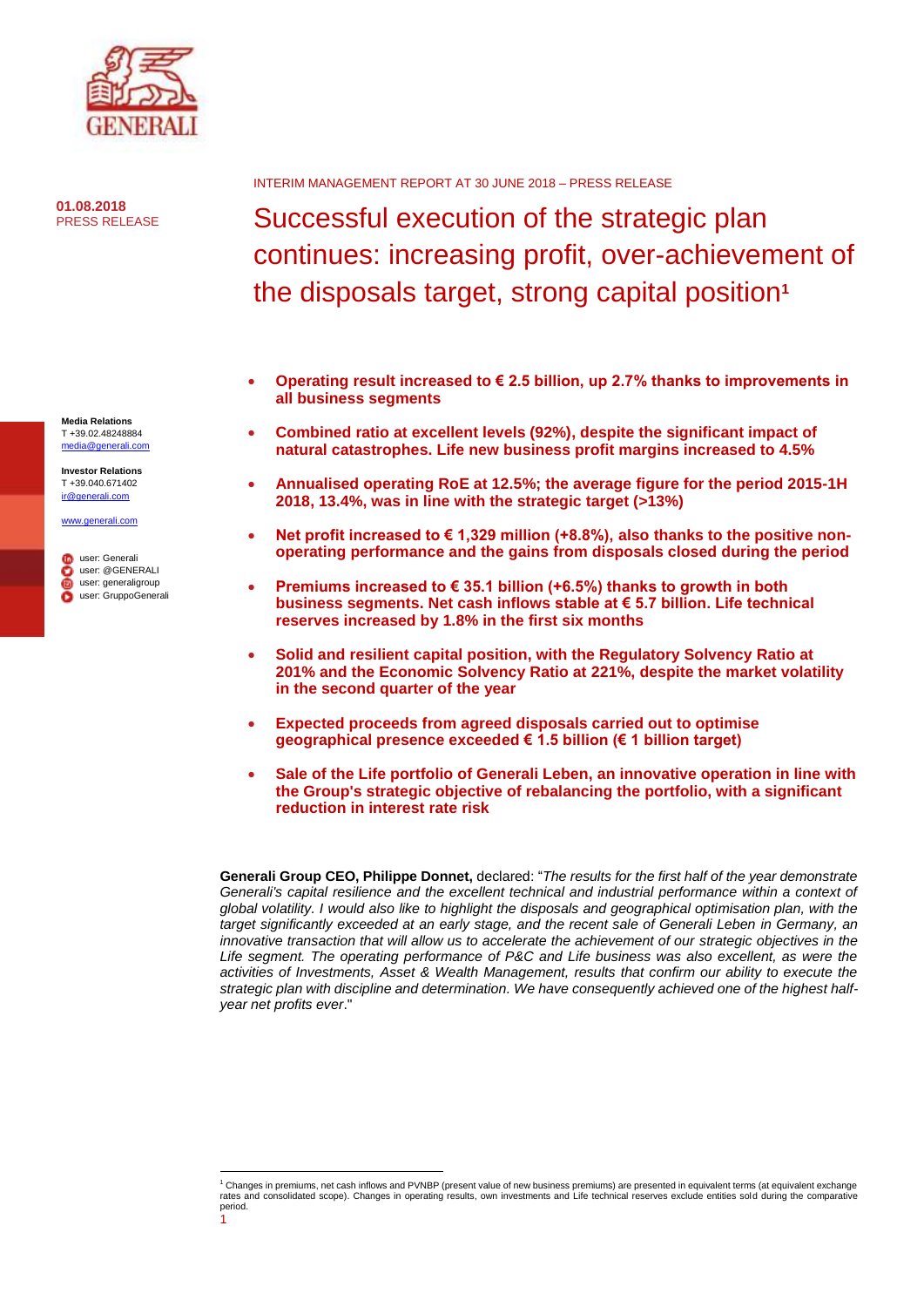01.08.2018
PRESS RELEASE

INTERIM MANAGEMENT REPORT AT 30 JUNE 2018 – PRESS RELEASE

# Successful execution of the strategic plan continues: increasing profit, over-achievement of the disposals target, strong capital position[1]

**Media Relations**
T +39.02.48248884
media@generali.com

**Investor Relations**
T +39.040.671402
ir@generali.com

www.generali.com

user: Generali
user: @GENERALI
user: generaligroup
user: GruppoGenerali

- **Operating result increased to € 2.5 billion, up 2.7% thanks to improvements in all business segments**
- **Combined ratio at excellent levels (92%), despite the significant impact of natural catastrophes. Life new business profit margins increased to 4.5%**
- **Annualised operating RoE at 12.5%; the average figure for the period 2015-1H 2018, 13.4%, was in line with the strategic target (>13%)**
- **Net profit increased to € 1,329 million (+8.8%), also thanks to the positive non-operating performance and the gains from disposals closed during the period**
- **Premiums increased to € 35.1 billion (+6.5%) thanks to growth in both business segments. Net cash inflows stable at € 5.7 billion. Life technical reserves increased by 1.8% in the first six months**
- **Solid and resilient capital position, with the Regulatory Solvency Ratio at 201% and the Economic Solvency Ratio at 221%, despite the market volatility in the second quarter of the year**
- **Expected proceeds from agreed disposals carried out to optimise geographical presence exceeded € 1.5 billion (€ 1 billion target)**
- **Sale of the Life portfolio of Generali Leben, an innovative operation in line with the Group's strategic objective of rebalancing the portfolio, with a significant reduction in interest rate risk**

**Generali Group CEO, Philippe Donnet,** declared: "*The results for the first half of the year demonstrate Generali's capital resilience and the excellent technical and industrial performance within a context of global volatility. I would also like to highlight the disposals and geographical optimisation plan, with the target significantly exceeded at an early stage, and the recent sale of Generali Leben in Germany, an innovative transaction that will allow us to accelerate the achievement of our strategic objectives in the Life segment. The operating performance of P&C and Life business was also excellent, as were the activities of Investments, Asset & Wealth Management, results that confirm our ability to execute the strategic plan with discipline and determination. We have consequently achieved one of the highest half-year net profits ever*."

[1] Changes in premiums, net cash inflows and PVNBP (present value of new business premiums) are presented in equivalent terms (at equivalent exchange rates and consolidated scope). Changes in operating results, own investments and Life technical reserves exclude entities sold during the comparative period.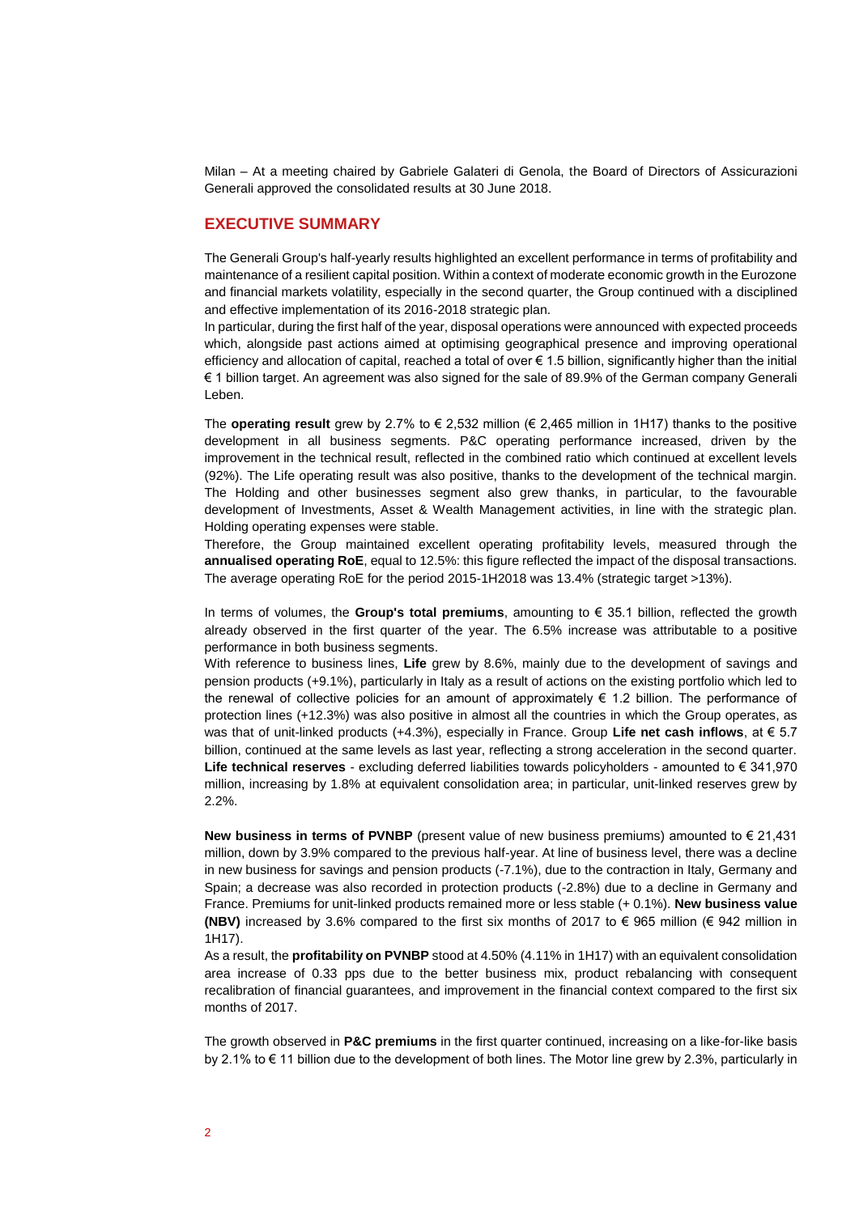Milan – At a meeting chaired by Gabriele Galateri di Genola, the Board of Directors of Assicurazioni Generali approved the consolidated results at 30 June 2018.

## EXECUTIVE SUMMARY

The Generali Group's half-yearly results highlighted an excellent performance in terms of profitability and maintenance of a resilient capital position. Within a context of moderate economic growth in the Eurozone and financial markets volatility, especially in the second quarter, the Group continued with a disciplined and effective implementation of its 2016-2018 strategic plan.

In particular, during the first half of the year, disposal operations were announced with expected proceeds which, alongside past actions aimed at optimising geographical presence and improving operational efficiency and allocation of capital, reached a total of over € 1.5 billion, significantly higher than the initial € 1 billion target. An agreement was also signed for the sale of 89.9% of the German company Generali Leben.

The **operating result** grew by 2.7% to € 2,532 million (€ 2,465 million in 1H17) thanks to the positive development in all business segments. P&C operating performance increased, driven by the improvement in the technical result, reflected in the combined ratio which continued at excellent levels (92%). The Life operating result was also positive, thanks to the development of the technical margin. The Holding and other businesses segment also grew thanks, in particular, to the favourable development of Investments, Asset & Wealth Management activities, in line with the strategic plan. Holding operating expenses were stable.

Therefore, the Group maintained excellent operating profitability levels, measured through the **annualised operating RoE**, equal to 12.5%: this figure reflected the impact of the disposal transactions. The average operating RoE for the period 2015-1H2018 was 13.4% (strategic target >13%).

In terms of volumes, the **Group's total premiums**, amounting to € 35.1 billion, reflected the growth already observed in the first quarter of the year. The 6.5% increase was attributable to a positive performance in both business segments.

With reference to business lines, **Life** grew by 8.6%, mainly due to the development of savings and pension products (+9.1%), particularly in Italy as a result of actions on the existing portfolio which led to the renewal of collective policies for an amount of approximately € 1.2 billion. The performance of protection lines (+12.3%) was also positive in almost all the countries in which the Group operates, as was that of unit-linked products (+4.3%), especially in France. Group **Life net cash inflows**, at € 5.7 billion, continued at the same levels as last year, reflecting a strong acceleration in the second quarter. **Life technical reserves** - excluding deferred liabilities towards policyholders - amounted to € 341,970 million, increasing by 1.8% at equivalent consolidation area; in particular, unit-linked reserves grew by 2.2%.

**New business in terms of PVNBP** (present value of new business premiums) amounted to € 21,431 million, down by 3.9% compared to the previous half-year. At line of business level, there was a decline in new business for savings and pension products (-7.1%), due to the contraction in Italy, Germany and Spain; a decrease was also recorded in protection products (-2.8%) due to a decline in Germany and France. Premiums for unit-linked products remained more or less stable (+ 0.1%). **New business value (NBV)** increased by 3.6% compared to the first six months of 2017 to € 965 million (€ 942 million in 1H17).

As a result, the **profitability on PVNBP** stood at 4.50% (4.11% in 1H17) with an equivalent consolidation area increase of 0.33 pps due to the better business mix, product rebalancing with consequent recalibration of financial guarantees, and improvement in the financial context compared to the first six months of 2017.

The growth observed in **P&C premiums** in the first quarter continued, increasing on a like-for-like basis by 2.1% to € 11 billion due to the development of both lines. The Motor line grew by 2.3%, particularly in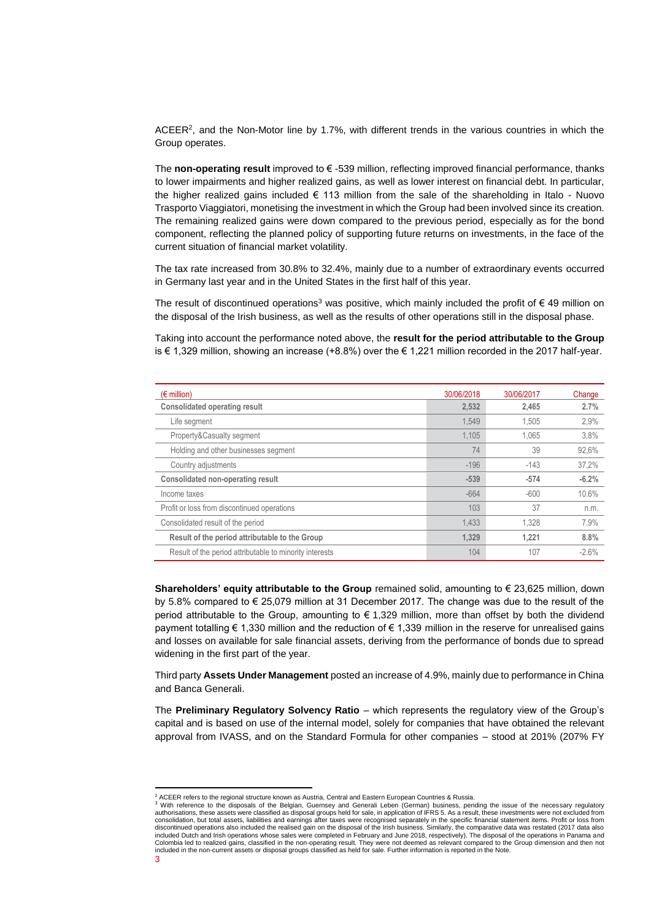ACEER[2], and the Non-Motor line by 1.7%, with different trends in the various countries in which the Group operates.

The **non-operating result** improved to € -539 million, reflecting improved financial performance, thanks to lower impairments and higher realized gains, as well as lower interest on financial debt. In particular, the higher realized gains included € 113 million from the sale of the shareholding in Italo - Nuovo Trasporto Viaggiatori, monetising the investment in which the Group had been involved since its creation. The remaining realized gains were down compared to the previous period, especially as for the bond component, reflecting the planned policy of supporting future returns on investments, in the face of the current situation of financial market volatility.

The tax rate increased from 30.8% to 32.4%, mainly due to a number of extraordinary events occurred in Germany last year and in the United States in the first half of this year.

The result of discontinued operations[3] was positive, which mainly included the profit of € 49 million on the disposal of the Irish business, as well as the results of other operations still in the disposal phase.

Taking into account the performance noted above, the **result for the period attributable to the Group** is € 1,329 million, showing an increase (+8.8%) over the € 1,221 million recorded in the 2017 half-year.

| (€ million) | 30/06/2018 | 30/06/2017 | Change |
|---|---|---|---|
| **Consolidated operating result** | **2,532** | **2,465** | **2.7%** |
| Life segment | 1,549 | 1,505 | 2,9% |
| Property&Casualty segment | 1,105 | 1,065 | 3,8% |
| Holding and other businesses segment | 74 | 39 | 92,6% |
| Country adjustments | -196 | -143 | 37,2% |
| **Consolidated non-operating result** | **-539** | **-574** | **-6.2%** |
| Income taxes | -664 | -600 | 10.6% |
| Profit or loss from discontinued operations | 103 | 37 | n.m. |
| Consolidated result of the period | 1,433 | 1,328 | 7.9% |
| **Result of the period attributable to the Group** | **1,329** | **1,221** | **8.8%** |
| Result of the period attributable to minority interests | 104 | 107 | -2.6% |

**Shareholders' equity attributable to the Group** remained solid, amounting to € 23,625 million, down by 5.8% compared to € 25,079 million at 31 December 2017. The change was due to the result of the period attributable to the Group, amounting to € 1,329 million, more than offset by both the dividend payment totalling € 1,330 million and the reduction of € 1,339 million in the reserve for unrealised gains and losses on available for sale financial assets, deriving from the performance of bonds due to spread widening in the first part of the year.

Third party **Assets Under Management** posted an increase of 4.9%, mainly due to performance in China and Banca Generali.

The **Preliminary Regulatory Solvency Ratio** – which represents the regulatory view of the Group's capital and is based on use of the internal model, solely for companies that have obtained the relevant approval from IVASS, and on the Standard Formula for other companies – stood at 201% (207% FY

[2] ACEER refers to the regional structure known as Austria, Central and Eastern European Countries & Russia.

[3] With reference to the disposals of the Belgian, Guernsey and Generali Leben (German) business, pending the issue of the necessary regulatory authorisations, these assets were classified as disposal groups held for sale, in application of IFRS 5. As a result, these investments were not excluded from consolidation, but total assets, liabilities and earnings after taxes were recognised separately in the specific financial statement items. Profit or loss from discontinued operations also included the realised gain on the disposal of the Irish business. Similarly, the comparative data was restated (2017 data also included Dutch and Irish operations whose sales were completed in February and June 2018, respectively). The disposal of the operations in Panama and Colombia led to realized gains, classified in the non-operating result. They were not deemed as relevant compared to the Group dimension and then not included in the non-current assets or disposal groups classified as held for sale. Further information is reported in the Note.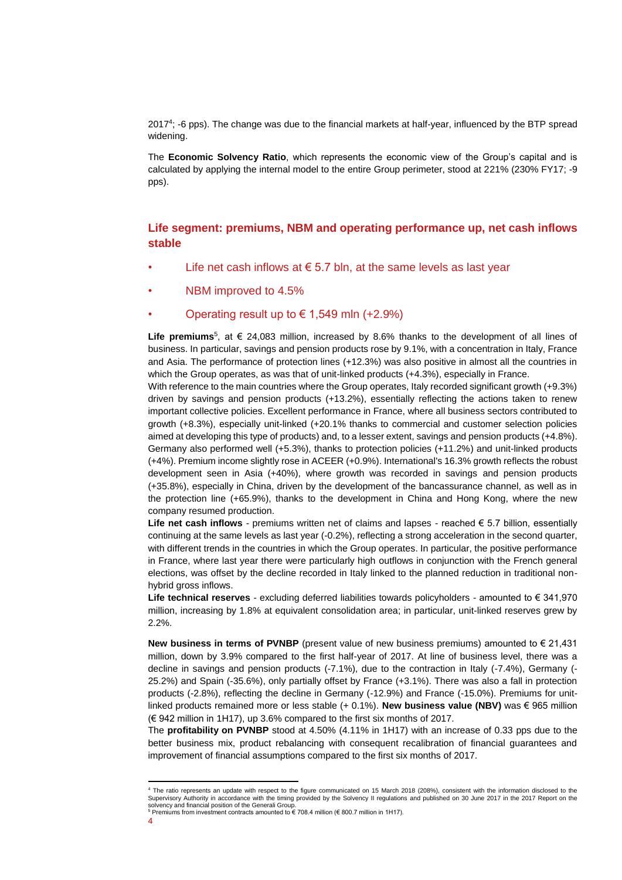2017[4]; -6 pps). The change was due to the financial markets at half-year, influenced by the BTP spread widening.

The **Economic Solvency Ratio**, which represents the economic view of the Group's capital and is calculated by applying the internal model to the entire Group perimeter, stood at 221% (230% FY17; -9 pps).

## Life segment: premiums, NBM and operating performance up, net cash inflows stable

- Life net cash inflows at € 5.7 bln, at the same levels as last year
- NBM improved to 4.5%
- Operating result up to € 1,549 mln (+2.9%)

**Life premiums**[5], at € 24,083 million, increased by 8.6% thanks to the development of all lines of business. In particular, savings and pension products rose by 9.1%, with a concentration in Italy, France and Asia. The performance of protection lines (+12.3%) was also positive in almost all the countries in which the Group operates, as was that of unit-linked products (+4.3%), especially in France.

With reference to the main countries where the Group operates, Italy recorded significant growth (+9.3%) driven by savings and pension products (+13.2%), essentially reflecting the actions taken to renew important collective policies. Excellent performance in France, where all business sectors contributed to growth (+8.3%), especially unit-linked (+20.1% thanks to commercial and customer selection policies aimed at developing this type of products) and, to a lesser extent, savings and pension products (+4.8%). Germany also performed well (+5.3%), thanks to protection policies (+11.2%) and unit-linked products (+4%). Premium income slightly rose in ACEER (+0.9%). International's 16.3% growth reflects the robust development seen in Asia (+40%), where growth was recorded in savings and pension products (+35.8%), especially in China, driven by the development of the bancassurance channel, as well as in the protection line (+65.9%), thanks to the development in China and Hong Kong, where the new company resumed production.

**Life net cash inflows** - premiums written net of claims and lapses - reached € 5.7 billion, essentially continuing at the same levels as last year (-0.2%), reflecting a strong acceleration in the second quarter, with different trends in the countries in which the Group operates. In particular, the positive performance in France, where last year there were particularly high outflows in conjunction with the French general elections, was offset by the decline recorded in Italy linked to the planned reduction in traditional non-hybrid gross inflows.

**Life technical reserves** - excluding deferred liabilities towards policyholders - amounted to € 341,970 million, increasing by 1.8% at equivalent consolidation area; in particular, unit-linked reserves grew by 2.2%.

**New business in terms of PVNBP** (present value of new business premiums) amounted to € 21,431 million, down by 3.9% compared to the first half-year of 2017. At line of business level, there was a decline in savings and pension products (-7.1%), due to the contraction in Italy (-7.4%), Germany (-25.2%) and Spain (-35.6%), only partially offset by France (+3.1%). There was also a fall in protection products (-2.8%), reflecting the decline in Germany (-12.9%) and France (-15.0%). Premiums for unit-linked products remained more or less stable (+ 0.1%). **New business value (NBV)** was € 965 million (€ 942 million in 1H17), up 3.6% compared to the first six months of 2017.

The **profitability on PVNBP** stood at 4.50% (4.11% in 1H17) with an increase of 0.33 pps due to the better business mix, product rebalancing with consequent recalibration of financial guarantees and improvement of financial assumptions compared to the first six months of 2017.

---

[4] The ratio represents an update with respect to the figure communicated on 15 March 2018 (208%), consistent with the information disclosed to the Supervisory Authority in accordance with the timing provided by the Solvency II regulations and published on 30 June 2017 in the 2017 Report on the solvency and financial position of the Generali Group.

[5] Premiums from investment contracts amounted to € 708.4 million (€ 800.7 million in 1H17).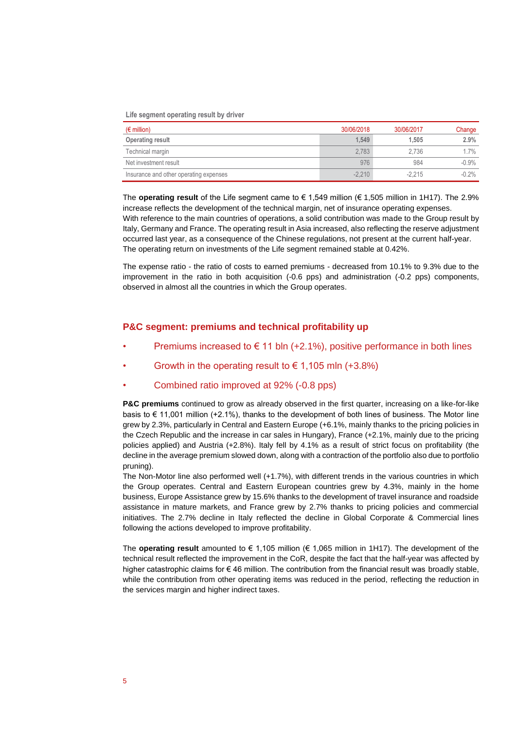**Life segment operating result by driver**

| (€ million) | 30/06/2018 | 30/06/2017 | Change |
|---|---|---|---|
| **Operating result** | **1,549** | **1,505** | **2.9%** |
| Technical margin | 2,783 | 2,736 | 1.7% |
| Net investment result | 976 | 984 | -0.9% |
| Insurance and other operating expenses | -2,210 | -2,215 | -0.2% |

The **operating result** of the Life segment came to € 1,549 million (€ 1,505 million in 1H17). The 2.9% increase reflects the development of the technical margin, net of insurance operating expenses.
With reference to the main countries of operations, a solid contribution was made to the Group result by Italy, Germany and France. The operating result in Asia increased, also reflecting the reserve adjustment occurred last year, as a consequence of the Chinese regulations, not present at the current half-year.
The operating return on investments of the Life segment remained stable at 0.42%.

The expense ratio - the ratio of costs to earned premiums - decreased from 10.1% to 9.3% due to the improvement in the ratio in both acquisition (-0.6 pps) and administration (-0.2 pps) components, observed in almost all the countries in which the Group operates.

## P&C segment: premiums and technical profitability up

- Premiums increased to € 11 bln (+2.1%), positive performance in both lines
- Growth in the operating result to € 1,105 mln (+3.8%)
- Combined ratio improved at 92% (-0.8 pps)

**P&C premiums** continued to grow as already observed in the first quarter, increasing on a like-for-like basis to € 11,001 million (+2.1%), thanks to the development of both lines of business. The Motor line grew by 2.3%, particularly in Central and Eastern Europe (+6.1%, mainly thanks to the pricing policies in the Czech Republic and the increase in car sales in Hungary), France (+2.1%, mainly due to the pricing policies applied) and Austria (+2.8%). Italy fell by 4.1% as a result of strict focus on profitability (the decline in the average premium slowed down, along with a contraction of the portfolio also due to portfolio pruning).
The Non-Motor line also performed well (+1.7%), with different trends in the various countries in which the Group operates. Central and Eastern European countries grew by 4.3%, mainly in the home business, Europe Assistance grew by 15.6% thanks to the development of travel insurance and roadside assistance in mature markets, and France grew by 2.7% thanks to pricing policies and commercial initiatives. The 2.7% decline in Italy reflected the decline in Global Corporate & Commercial lines following the actions developed to improve profitability.

The **operating result** amounted to € 1,105 million (€ 1,065 million in 1H17). The development of the technical result reflected the improvement in the CoR, despite the fact that the half-year was affected by higher catastrophic claims for € 46 million. The contribution from the financial result was broadly stable, while the contribution from other operating items was reduced in the period, reflecting the reduction in the services margin and higher indirect taxes.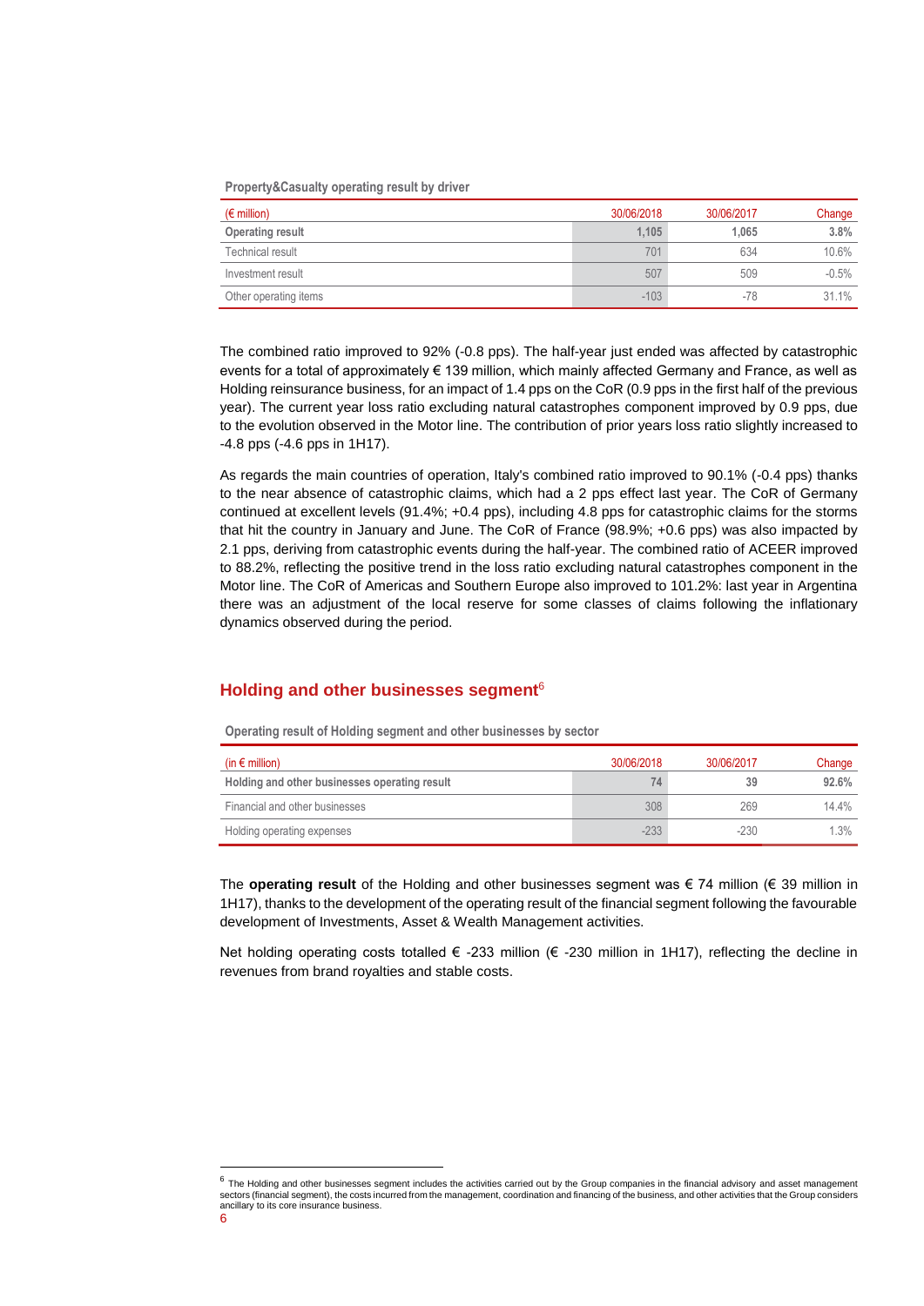Property&Casualty operating result by driver

| (€ million) | 30/06/2018 | 30/06/2017 | Change |
|---|---|---|---|
| **Operating result** | **1,105** | **1,065** | **3.8%** |
| Technical result | 701 | 634 | 10.6% |
| Investment result | 507 | 509 | -0.5% |
| Other operating items | -103 | -78 | 31.1% |

The combined ratio improved to 92% (-0.8 pps). The half-year just ended was affected by catastrophic events for a total of approximately € 139 million, which mainly affected Germany and France, as well as Holding reinsurance business, for an impact of 1.4 pps on the CoR (0.9 pps in the first half of the previous year). The current year loss ratio excluding natural catastrophes component improved by 0.9 pps, due to the evolution observed in the Motor line. The contribution of prior years loss ratio slightly increased to -4.8 pps (-4.6 pps in 1H17).

As regards the main countries of operation, Italy's combined ratio improved to 90.1% (-0.4 pps) thanks to the near absence of catastrophic claims, which had a 2 pps effect last year. The CoR of Germany continued at excellent levels (91.4%; +0.4 pps), including 4.8 pps for catastrophic claims for the storms that hit the country in January and June. The CoR of France (98.9%; +0.6 pps) was also impacted by 2.1 pps, deriving from catastrophic events during the half-year. The combined ratio of ACEER improved to 88.2%, reflecting the positive trend in the loss ratio excluding natural catastrophes component in the Motor line. The CoR of Americas and Southern Europe also improved to 101.2%: last year in Argentina there was an adjustment of the local reserve for some classes of claims following the inflationary dynamics observed during the period.

## Holding and other businesses segment[6]

Operating result of Holding segment and other businesses by sector

| (in € million) | 30/06/2018 | 30/06/2017 | Change |
|---|---|---|---|
| **Holding and other businesses operating result** | **74** | **39** | **92.6%** |
| Financial and other businesses | 308 | 269 | 14.4% |
| Holding operating expenses | -233 | -230 | 1.3% |

The **operating result** of the Holding and other businesses segment was € 74 million (€ 39 million in 1H17), thanks to the development of the operating result of the financial segment following the favourable development of Investments, Asset & Wealth Management activities.

Net holding operating costs totalled € -233 million (€ -230 million in 1H17), reflecting the decline in revenues from brand royalties and stable costs.

[6] The Holding and other businesses segment includes the activities carried out by the Group companies in the financial advisory and asset management sectors (financial segment), the costs incurred from the management, coordination and financing of the business, and other activities that the Group considers ancillary to its core insurance business.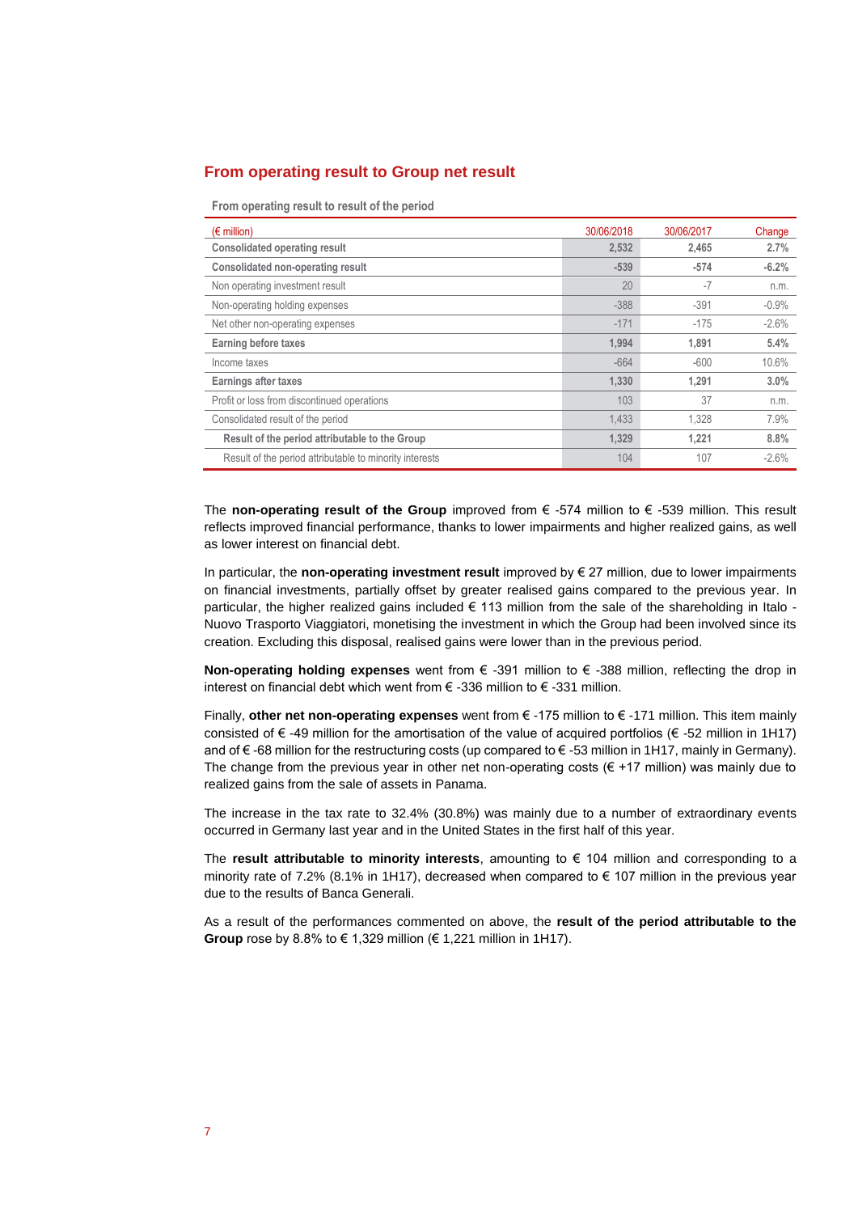## From operating result to Group net result

From operating result to result of the period

| (€ million) | 30/06/2018 | 30/06/2017 | Change |
|---|---|---|---|
| **Consolidated operating result** | **2,532** | **2,465** | **2.7%** |
| **Consolidated non-operating result** | **-539** | **-574** | **-6.2%** |
| Non operating investment result | 20 | -7 | n.m. |
| Non-operating holding expenses | -388 | -391 | -0.9% |
| Net other non-operating expenses | -171 | -175 | -2.6% |
| **Earning before taxes** | **1,994** | **1,891** | **5.4%** |
| Income taxes | -664 | -600 | 10.6% |
| **Earnings after taxes** | **1,330** | **1,291** | **3.0%** |
| Profit or loss from discontinued operations | 103 | 37 | n.m. |
| Consolidated result of the period | 1,433 | 1,328 | 7.9% |
| **Result of the period attributable to the Group** | **1,329** | **1,221** | **8.8%** |
| Result of the period attributable to minority interests | 104 | 107 | -2.6% |

The **non-operating result of the Group** improved from € -574 million to € -539 million. This result reflects improved financial performance, thanks to lower impairments and higher realized gains, as well as lower interest on financial debt.

In particular, the **non-operating investment result** improved by € 27 million, due to lower impairments on financial investments, partially offset by greater realised gains compared to the previous year. In particular, the higher realized gains included € 113 million from the sale of the shareholding in Italo - Nuovo Trasporto Viaggiatori, monetising the investment in which the Group had been involved since its creation. Excluding this disposal, realised gains were lower than in the previous period.

**Non-operating holding expenses** went from € -391 million to € -388 million, reflecting the drop in interest on financial debt which went from € -336 million to € -331 million.

Finally, **other net non-operating expenses** went from € -175 million to € -171 million. This item mainly consisted of € -49 million for the amortisation of the value of acquired portfolios (€ -52 million in 1H17) and of € -68 million for the restructuring costs (up compared to € -53 million in 1H17, mainly in Germany). The change from the previous year in other net non-operating costs (€ +17 million) was mainly due to realized gains from the sale of assets in Panama.

The increase in the tax rate to 32.4% (30.8%) was mainly due to a number of extraordinary events occurred in Germany last year and in the United States in the first half of this year.

The **result attributable to minority interests**, amounting to € 104 million and corresponding to a minority rate of 7.2% (8.1% in 1H17), decreased when compared to € 107 million in the previous year due to the results of Banca Generali.

As a result of the performances commented on above, the **result of the period attributable to the Group** rose by 8.8% to € 1,329 million (€ 1,221 million in 1H17).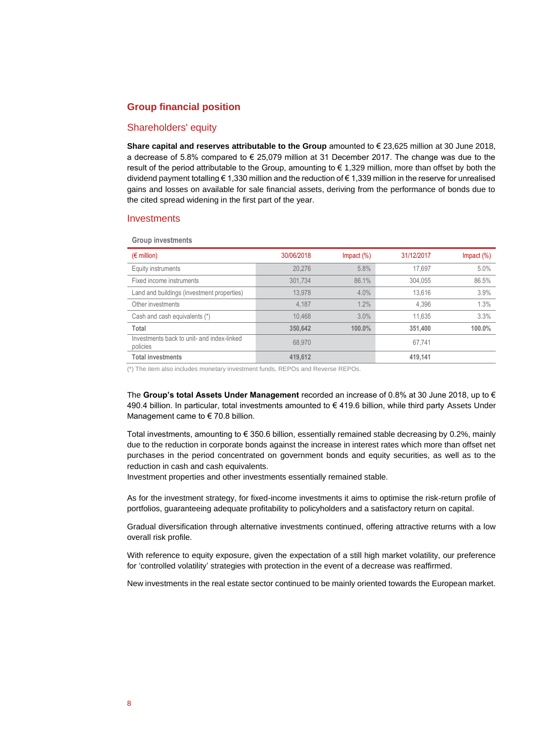## Group financial position

### Shareholders' equity

**Share capital and reserves attributable to the Group** amounted to € 23,625 million at 30 June 2018, a decrease of 5.8% compared to € 25,079 million at 31 December 2017. The change was due to the result of the period attributable to the Group, amounting to € 1,329 million, more than offset by both the dividend payment totalling € 1,330 million and the reduction of € 1,339 million in the reserve for unrealised gains and losses on available for sale financial assets, deriving from the performance of bonds due to the cited spread widening in the first part of the year.

### Investments

**Group investments**

| (€ million) | 30/06/2018 | Impact (%) | 31/12/2017 | Impact (%) |
|---|---|---|---|---|
| Equity instruments | 20,276 | 5.8% | 17,697 | 5.0% |
| Fixed income instruments | 301,734 | 86.1% | 304,055 | 86.5% |
| Land and buildings (investment properties) | 13,978 | 4.0% | 13,616 | 3.9% |
| Other investments | 4,187 | 1.2% | 4,396 | 1.3% |
| Cash and cash equivalents (*) | 10,468 | 3.0% | 11,635 | 3.3% |
| **Total** | **350,642** | **100.0%** | **351,400** | **100.0%** |
| Investments back to unit- and index-linked policies | 68,970 | | 67,741 | |
| **Total investments** | **419,612** | | **419,141** | |

(*) The item also includes monetary investment funds, REPOs and Reverse REPOs.

The **Group's total Assets Under Management** recorded an increase of 0.8% at 30 June 2018, up to € 490.4 billion. In particular, total investments amounted to € 419.6 billion, while third party Assets Under Management came to € 70.8 billion.

Total investments, amounting to € 350.6 billion, essentially remained stable decreasing by 0.2%, mainly due to the reduction in corporate bonds against the increase in interest rates which more than offset net purchases in the period concentrated on government bonds and equity securities, as well as to the reduction in cash and cash equivalents.
Investment properties and other investments essentially remained stable.

As for the investment strategy, for fixed-income investments it aims to optimise the risk-return profile of portfolios, guaranteeing adequate profitability to policyholders and a satisfactory return on capital.

Gradual diversification through alternative investments continued, offering attractive returns with a low overall risk profile.

With reference to equity exposure, given the expectation of a still high market volatility, our preference for 'controlled volatility' strategies with protection in the event of a decrease was reaffirmed.

New investments in the real estate sector continued to be mainly oriented towards the European market.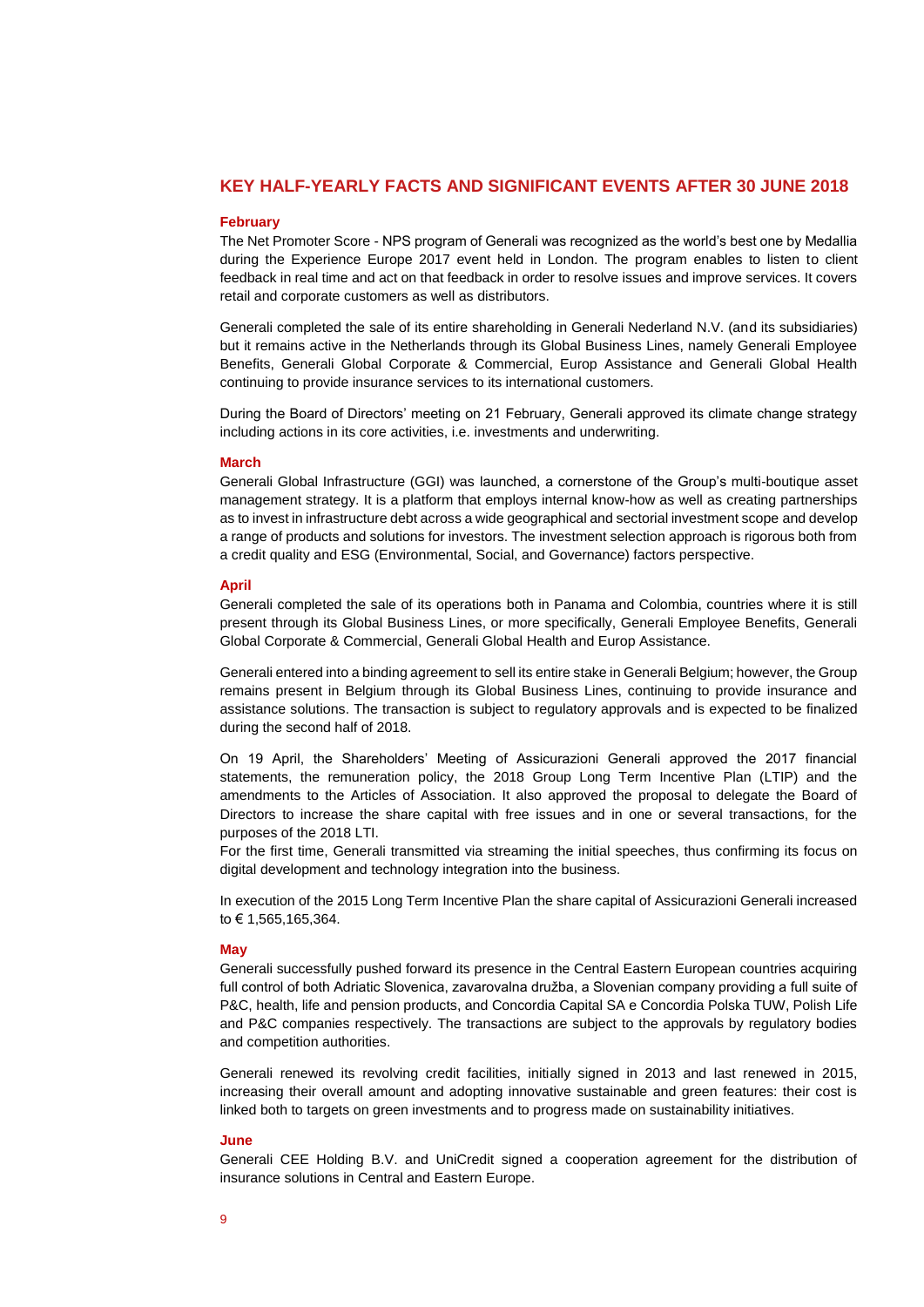## KEY HALF-YEARLY FACTS AND SIGNIFICANT EVENTS AFTER 30 JUNE 2018

### February

The Net Promoter Score - NPS program of Generali was recognized as the world's best one by Medallia during the Experience Europe 2017 event held in London. The program enables to listen to client feedback in real time and act on that feedback in order to resolve issues and improve services. It covers retail and corporate customers as well as distributors.

Generali completed the sale of its entire shareholding in Generali Nederland N.V. (and its subsidiaries) but it remains active in the Netherlands through its Global Business Lines, namely Generali Employee Benefits, Generali Global Corporate & Commercial, Europ Assistance and Generali Global Health continuing to provide insurance services to its international customers.

During the Board of Directors' meeting on 21 February, Generali approved its climate change strategy including actions in its core activities, i.e. investments and underwriting.

### March

Generali Global Infrastructure (GGI) was launched, a cornerstone of the Group's multi-boutique asset management strategy. It is a platform that employs internal know-how as well as creating partnerships as to invest in infrastructure debt across a wide geographical and sectorial investment scope and develop a range of products and solutions for investors. The investment selection approach is rigorous both from a credit quality and ESG (Environmental, Social, and Governance) factors perspective.

### April

Generali completed the sale of its operations both in Panama and Colombia, countries where it is still present through its Global Business Lines, or more specifically, Generali Employee Benefits, Generali Global Corporate & Commercial, Generali Global Health and Europ Assistance.

Generali entered into a binding agreement to sell its entire stake in Generali Belgium; however, the Group remains present in Belgium through its Global Business Lines, continuing to provide insurance and assistance solutions. The transaction is subject to regulatory approvals and is expected to be finalized during the second half of 2018.

On 19 April, the Shareholders' Meeting of Assicurazioni Generali approved the 2017 financial statements, the remuneration policy, the 2018 Group Long Term Incentive Plan (LTIP) and the amendments to the Articles of Association. It also approved the proposal to delegate the Board of Directors to increase the share capital with free issues and in one or several transactions, for the purposes of the 2018 LTI.
For the first time, Generali transmitted via streaming the initial speeches, thus confirming its focus on digital development and technology integration into the business.

In execution of the 2015 Long Term Incentive Plan the share capital of Assicurazioni Generali increased to € 1,565,165,364.

### May

Generali successfully pushed forward its presence in the Central Eastern European countries acquiring full control of both Adriatic Slovenica, zavarovalna družba, a Slovenian company providing a full suite of P&C, health, life and pension products, and Concordia Capital SA e Concordia Polska TUW, Polish Life and P&C companies respectively. The transactions are subject to the approvals by regulatory bodies and competition authorities.

Generali renewed its revolving credit facilities, initially signed in 2013 and last renewed in 2015, increasing their overall amount and adopting innovative sustainable and green features: their cost is linked both to targets on green investments and to progress made on sustainability initiatives.

### June

Generali CEE Holding B.V. and UniCredit signed a cooperation agreement for the distribution of insurance solutions in Central and Eastern Europe.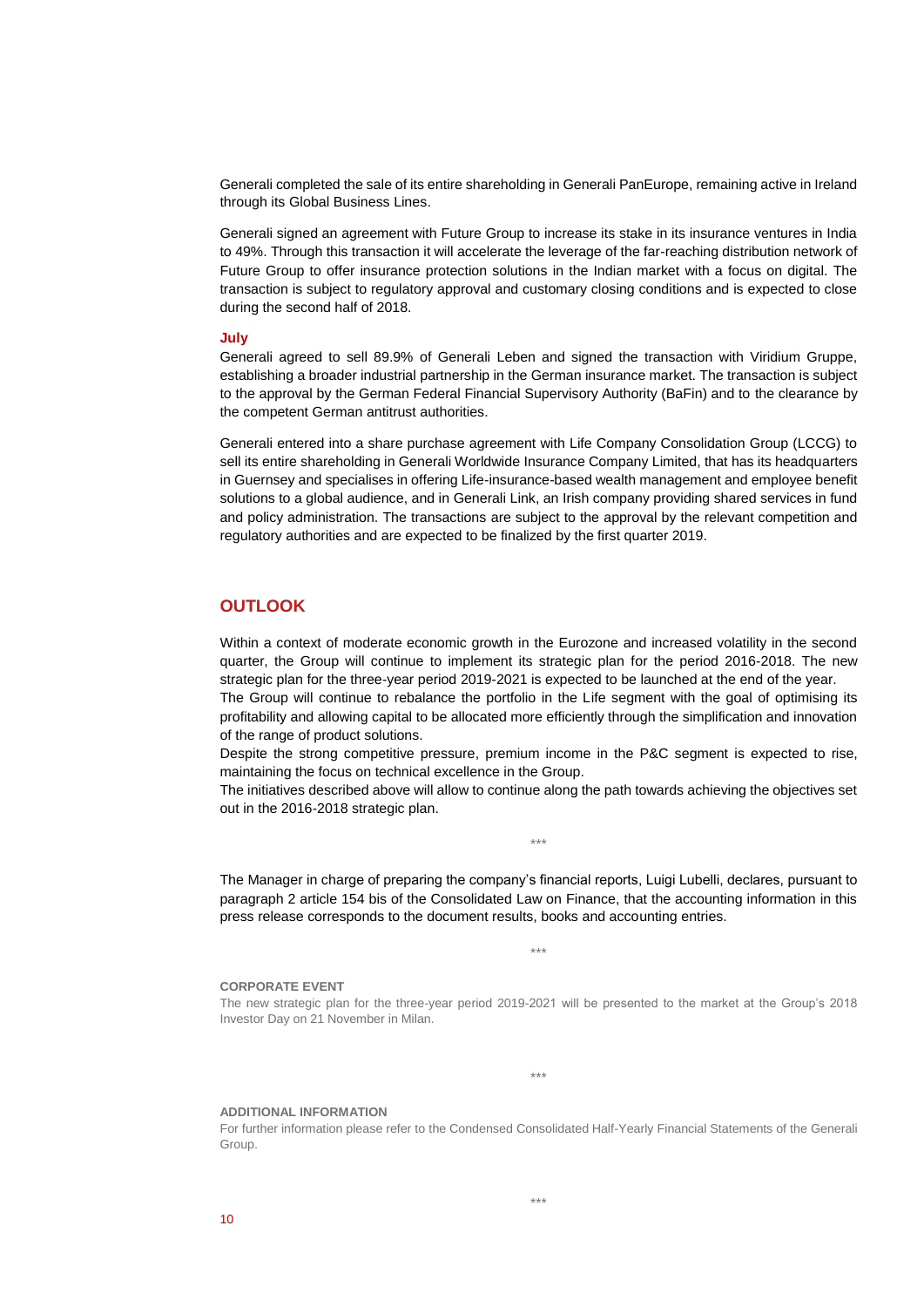Generali completed the sale of its entire shareholding in Generali PanEurope, remaining active in Ireland through its Global Business Lines.

Generali signed an agreement with Future Group to increase its stake in its insurance ventures in India to 49%. Through this transaction it will accelerate the leverage of the far-reaching distribution network of Future Group to offer insurance protection solutions in the Indian market with a focus on digital. The transaction is subject to regulatory approval and customary closing conditions and is expected to close during the second half of 2018.

**July**

Generali agreed to sell 89.9% of Generali Leben and signed the transaction with Viridium Gruppe, establishing a broader industrial partnership in the German insurance market. The transaction is subject to the approval by the German Federal Financial Supervisory Authority (BaFin) and to the clearance by the competent German antitrust authorities.

Generali entered into a share purchase agreement with Life Company Consolidation Group (LCCG) to sell its entire shareholding in Generali Worldwide Insurance Company Limited, that has its headquarters in Guernsey and specialises in offering Life-insurance-based wealth management and employee benefit solutions to a global audience, and in Generali Link, an Irish company providing shared services in fund and policy administration. The transactions are subject to the approval by the relevant competition and regulatory authorities and are expected to be finalized by the first quarter 2019.

## OUTLOOK

Within a context of moderate economic growth in the Eurozone and increased volatility in the second quarter, the Group will continue to implement its strategic plan for the period 2016-2018. The new strategic plan for the three-year period 2019-2021 is expected to be launched at the end of the year.
The Group will continue to rebalance the portfolio in the Life segment with the goal of optimising its profitability and allowing capital to be allocated more efficiently through the simplification and innovation of the range of product solutions.
Despite the strong competitive pressure, premium income in the P&C segment is expected to rise, maintaining the focus on technical excellence in the Group.
The initiatives described above will allow to continue along the path towards achieving the objectives set out in the 2016-2018 strategic plan.

***

The Manager in charge of preparing the company's financial reports, Luigi Lubelli, declares, pursuant to paragraph 2 article 154 bis of the Consolidated Law on Finance, that the accounting information in this press release corresponds to the document results, books and accounting entries.

***

**CORPORATE EVENT**

The new strategic plan for the three-year period 2019-2021 will be presented to the market at the Group's 2018 Investor Day on 21 November in Milan.

***

**ADDITIONAL INFORMATION**

For further information please refer to the Condensed Consolidated Half-Yearly Financial Statements of the Generali Group.

***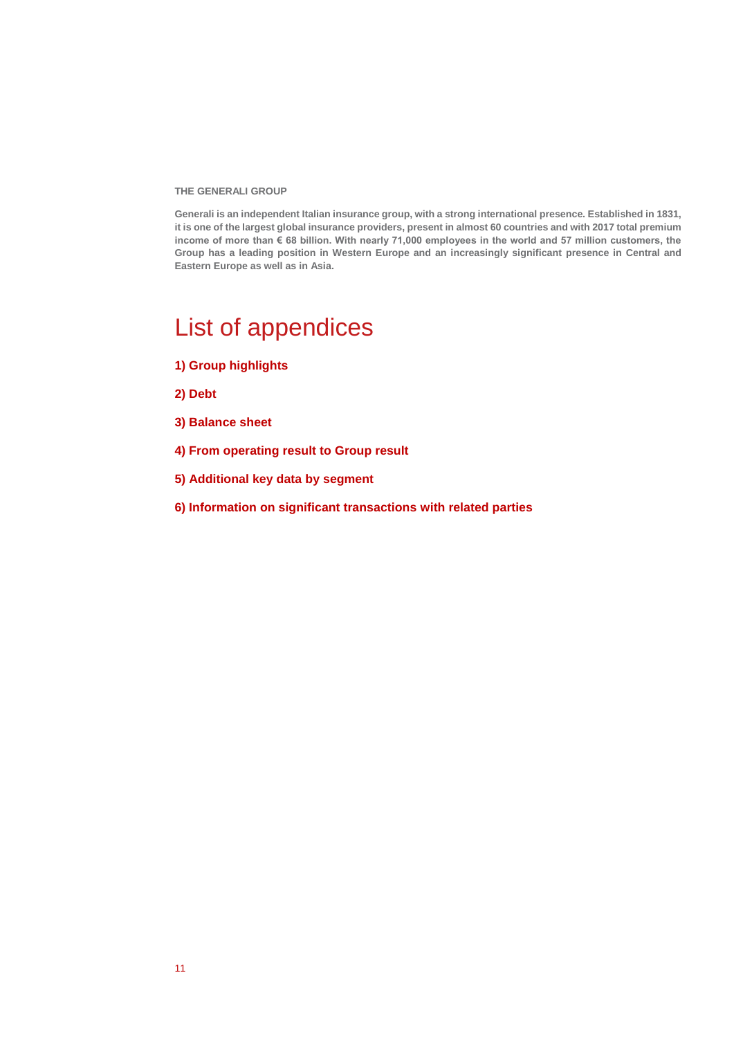**THE GENERALI GROUP**

**Generali is an independent Italian insurance group, with a strong international presence. Established in 1831, it is one of the largest global insurance providers, present in almost 60 countries and with 2017 total premium income of more than € 68 billion. With nearly 71,000 employees in the world and 57 million customers, the Group has a leading position in Western Europe and an increasingly significant presence in Central and Eastern Europe as well as in Asia.**

# List of appendices

**1) Group highlights**

**2) Debt**

**3) Balance sheet**

**4) From operating result to Group result**

**5) Additional key data by segment**

**6) Information on significant transactions with related parties**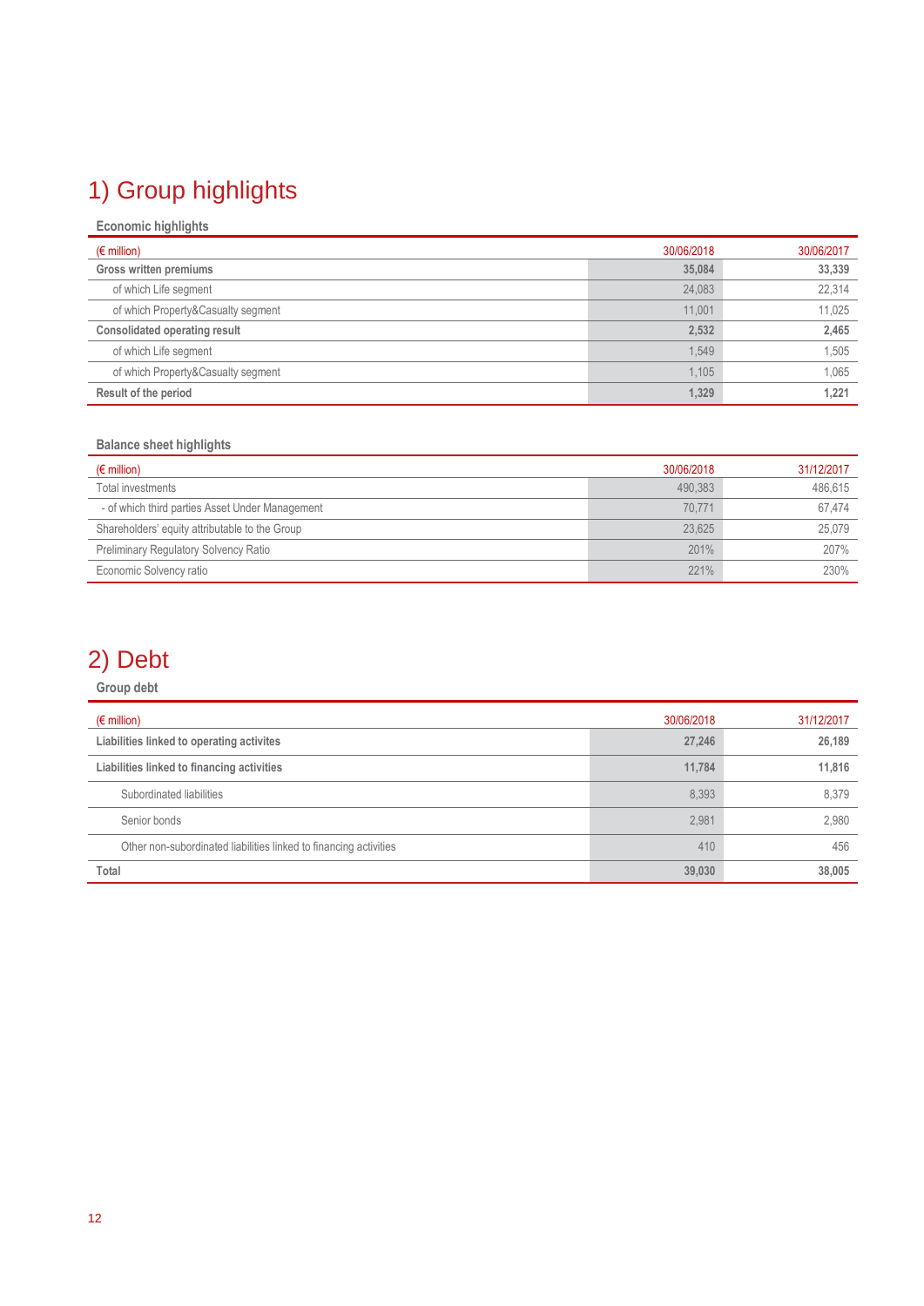# 1) Group highlights

### Economic highlights

| (€ million) | 30/06/2018 | 30/06/2017 |
|---|---|---|
| **Gross written premiums** | **35,084** | **33,339** |
| of which Life segment | 24,083 | 22,314 |
| of which Property&Casualty segment | 11,001 | 11,025 |
| **Consolidated operating result** | **2,532** | **2,465** |
| of which Life segment | 1,549 | 1,505 |
| of which Property&Casualty segment | 1,105 | 1,065 |
| **Result of the period** | **1,329** | **1,221** |

### Balance sheet highlights

| (€ million) | 30/06/2018 | 31/12/2017 |
|---|---|---|
| Total investments | 490,383 | 486,615 |
| - of which third parties Asset Under Management | 70,771 | 67,474 |
| Shareholders' equity attributable to the Group | 23,625 | 25,079 |
| Preliminary Regulatory Solvency Ratio | 201% | 207% |
| Economic Solvency ratio | 221% | 230% |

# 2) Debt

### Group debt

| (€ million) | 30/06/2018 | 31/12/2017 |
|---|---|---|
| **Liabilities linked to operating activites** | **27,246** | **26,189** |
| **Liabilities linked to financing activities** | **11,784** | **11,816** |
| Subordinated liabilities | 8,393 | 8,379 |
| Senior bonds | 2,981 | 2,980 |
| Other non-subordinated liabilities linked to financing activities | 410 | 456 |
| **Total** | **39,030** | **38,005** |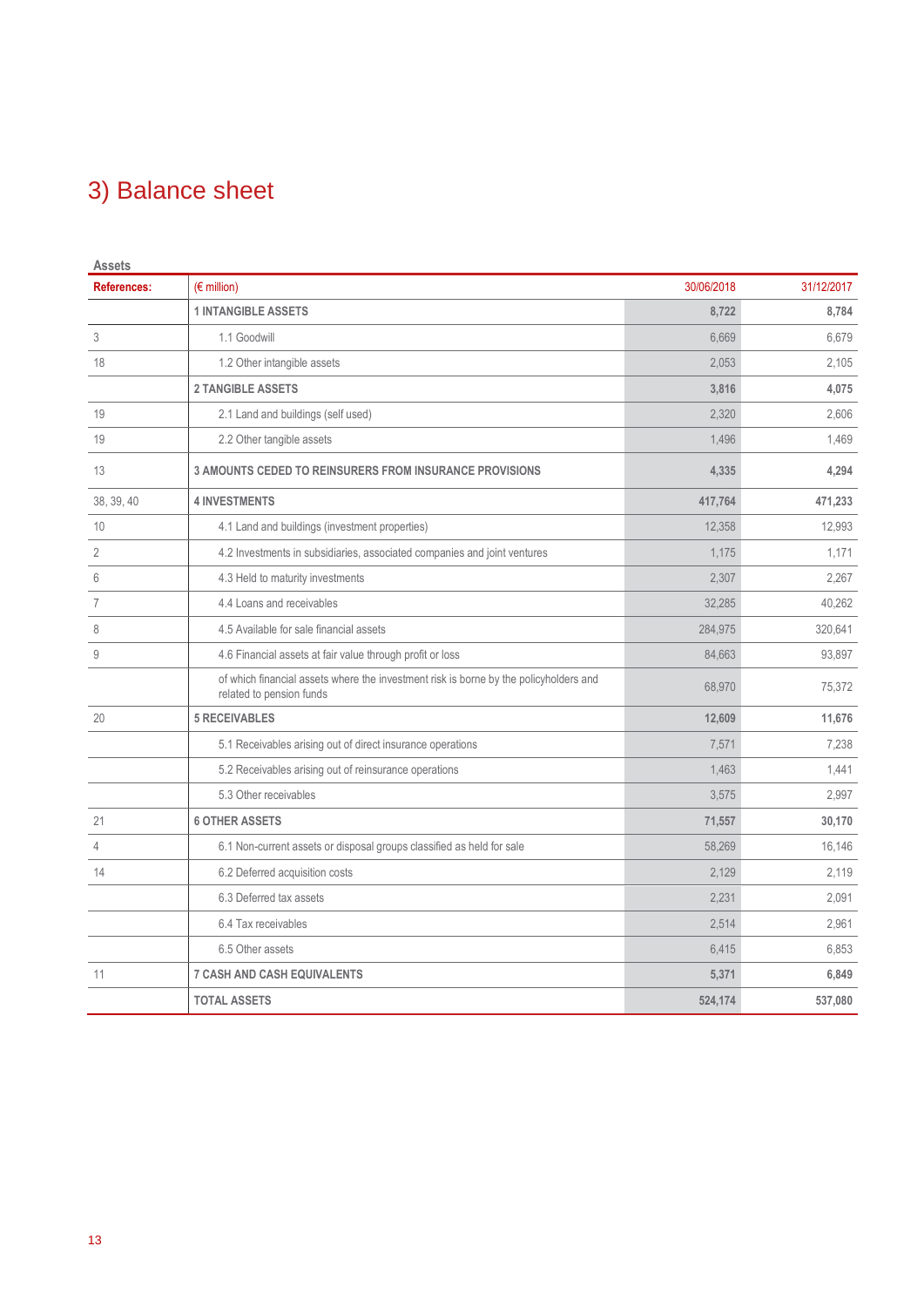# 3) Balance sheet

**Assets**

| References: | (€ million) | 30/06/2018 | 31/12/2017 |
|---|---|---|---|
| | **1 INTANGIBLE ASSETS** | **8,722** | **8,784** |
| 3 | 1.1 Goodwill | 6,669 | 6,679 |
| 18 | 1.2 Other intangible assets | 2,053 | 2,105 |
| | **2 TANGIBLE ASSETS** | **3,816** | **4,075** |
| 19 | 2.1 Land and buildings (self used) | 2,320 | 2,606 |
| 19 | 2.2 Other tangible assets | 1,496 | 1,469 |
| 13 | **3 AMOUNTS CEDED TO REINSURERS FROM INSURANCE PROVISIONS** | **4,335** | **4,294** |
| 38, 39, 40 | **4 INVESTMENTS** | **417,764** | **471,233** |
| 10 | 4.1 Land and buildings (investment properties) | 12,358 | 12,993 |
| 2 | 4.2 Investments in subsidiaries, associated companies and joint ventures | 1,175 | 1,171 |
| 6 | 4.3 Held to maturity investments | 2,307 | 2,267 |
| 7 | 4.4 Loans and receivables | 32,285 | 40,262 |
| 8 | 4.5 Available for sale financial assets | 284,975 | 320,641 |
| 9 | 4.6 Financial assets at fair value through profit or loss | 84,663 | 93,897 |
| | of which financial assets where the investment risk is borne by the policyholders and related to pension funds | 68,970 | 75,372 |
| 20 | **5 RECEIVABLES** | **12,609** | **11,676** |
| | 5.1 Receivables arising out of direct insurance operations | 7,571 | 7,238 |
| | 5.2 Receivables arising out of reinsurance operations | 1,463 | 1,441 |
| | 5.3 Other receivables | 3,575 | 2,997 |
| 21 | **6 OTHER ASSETS** | **71,557** | **30,170** |
| 4 | 6.1 Non-current assets or disposal groups classified as held for sale | 58,269 | 16,146 |
| 14 | 6.2 Deferred acquisition costs | 2,129 | 2,119 |
| | 6.3 Deferred tax assets | 2,231 | 2,091 |
| | 6.4 Tax receivables | 2,514 | 2,961 |
| | 6.5 Other assets | 6,415 | 6,853 |
| 11 | **7 CASH AND CASH EQUIVALENTS** | **5,371** | **6,849** |
| | **TOTAL ASSETS** | **524,174** | **537,080** |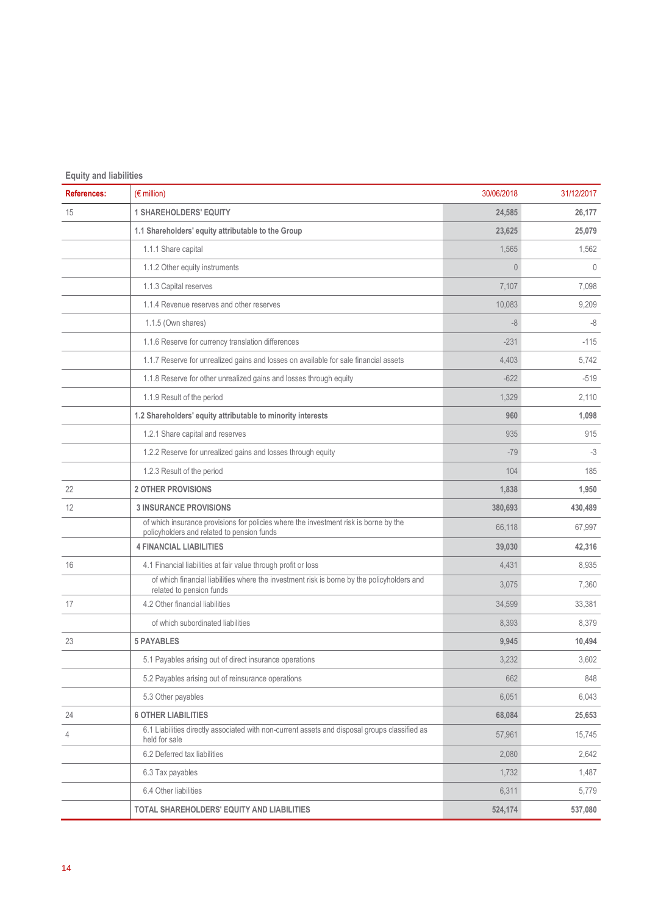**Equity and liabilities**

| References: | (€ million) | 30/06/2018 | 31/12/2017 |
|---|---|---|---|
| 15 | **1 SHAREHOLDERS' EQUITY** | **24,585** | **26,177** |
| | **1.1 Shareholders' equity attributable to the Group** | **23,625** | **25,079** |
| | 1.1.1 Share capital | 1,565 | 1,562 |
| | 1.1.2 Other equity instruments | 0 | 0 |
| | 1.1.3 Capital reserves | 7,107 | 7,098 |
| | 1.1.4 Revenue reserves and other reserves | 10,083 | 9,209 |
| | 1.1.5 (Own shares) | -8 | -8 |
| | 1.1.6 Reserve for currency translation differences | -231 | -115 |
| | 1.1.7 Reserve for unrealized gains and losses on available for sale financial assets | 4,403 | 5,742 |
| | 1.1.8 Reserve for other unrealized gains and losses through equity | -622 | -519 |
| | 1.1.9 Result of the period | 1,329 | 2,110 |
| | **1.2 Shareholders' equity attributable to minority interests** | **960** | **1,098** |
| | 1.2.1 Share capital and reserves | 935 | 915 |
| | 1.2.2 Reserve for unrealized gains and losses through equity | -79 | -3 |
| | 1.2.3 Result of the period | 104 | 185 |
| 22 | **2 OTHER PROVISIONS** | **1,838** | **1,950** |
| 12 | **3 INSURANCE PROVISIONS** | **380,693** | **430,489** |
| | of which insurance provisions for policies where the investment risk is borne by the policyholders and related to pension funds | 66,118 | 67,997 |
| | **4 FINANCIAL LIABILITIES** | **39,030** | **42,316** |
| 16 | 4.1 Financial liabilities at fair value through profit or loss | 4,431 | 8,935 |
| | of which financial liabilities where the investment risk is borne by the policyholders and related to pension funds | 3,075 | 7,360 |
| 17 | 4.2 Other financial liabilities | 34,599 | 33,381 |
| | of which subordinated liabilities | 8,393 | 8,379 |
| 23 | **5 PAYABLES** | **9,945** | **10,494** |
| | 5.1 Payables arising out of direct insurance operations | 3,232 | 3,602 |
| | 5.2 Payables arising out of reinsurance operations | 662 | 848 |
| | 5.3 Other payables | 6,051 | 6,043 |
| 24 | **6 OTHER LIABILITIES** | **68,084** | **25,653** |
| 4 | 6.1 Liabilities directly associated with non-current assets and disposal groups classified as held for sale | 57,961 | 15,745 |
| | 6.2 Deferred tax liabilities | 2,080 | 2,642 |
| | 6.3 Tax payables | 1,732 | 1,487 |
| | 6.4 Other liabilities | 6,311 | 5,779 |
| | **TOTAL SHAREHOLDERS' EQUITY AND LIABILITIES** | **524,174** | **537,080** |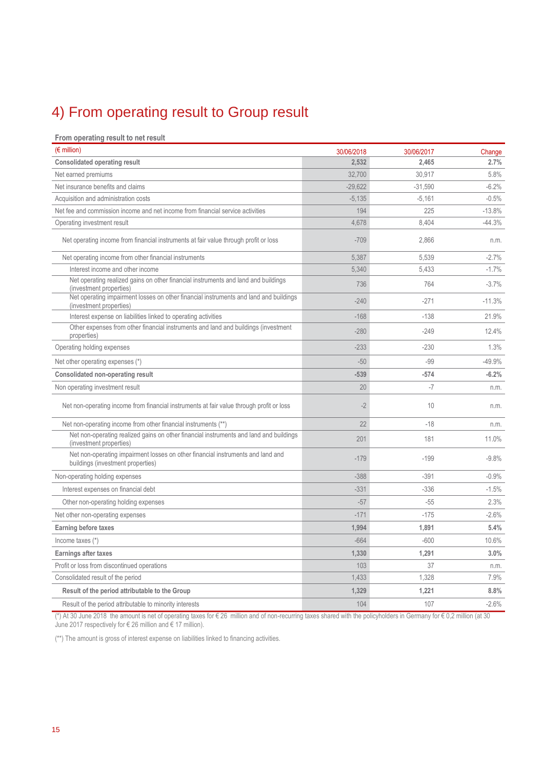# 4) From operating result to Group result

**From operating result to net result**

| (€ million) | 30/06/2018 | 30/06/2017 | Change |
|---|---|---|---|
| **Consolidated operating result** | **2,532** | **2,465** | **2.7%** |
| Net earned premiums | 32,700 | 30,917 | 5.8% |
| Net insurance benefits and claims | -29,622 | -31,590 | -6.2% |
| Acquisition and administration costs | -5,135 | -5,161 | -0.5% |
| Net fee and commission income and net income from financial service activities | 194 | 225 | -13.8% |
| Operating investment result | 4,678 | 8,404 | -44.3% |
| Net operating income from financial instruments at fair value through profit or loss | -709 | 2,866 | n.m. |
| Net operating income from other financial instruments | 5,387 | 5,539 | -2.7% |
| Interest income and other income | 5,340 | 5,433 | -1.7% |
| Net operating realized gains on other financial instruments and land and buildings (investment properties) | 736 | 764 | -3.7% |
| Net operating impairment losses on other financial instruments and land and buildings (investment properties) | -240 | -271 | -11.3% |
| Interest expense on liabilities linked to operating activities | -168 | -138 | 21.9% |
| Other expenses from other financial instruments and land and buildings (investment properties) | -280 | -249 | 12.4% |
| Operating holding expenses | -233 | -230 | 1.3% |
| Net other operating expenses (*) | -50 | -99 | -49.9% |
| **Consolidated non-operating result** | **-539** | **-574** | **-6.2%** |
| Non operating investment result | 20 | -7 | n.m. |
| Net non-operating income from financial instruments at fair value through profit or loss | -2 | 10 | n.m. |
| Net non-operating income from other financial instruments (**) | 22 | -18 | n.m. |
| Net non-operating realized gains on other financial instruments and land and buildings (investment properties) | 201 | 181 | 11.0% |
| Net non-operating impairment losses on other financial instruments and land and buildings (investment properties) | -179 | -199 | -9.8% |
| Non-operating holding expenses | -388 | -391 | -0.9% |
| Interest expenses on financial debt | -331 | -336 | -1.5% |
| Other non-operating holding expenses | -57 | -55 | 2.3% |
| Net other non-operating expenses | -171 | -175 | -2.6% |
| **Earning before taxes** | **1,994** | **1,891** | **5.4%** |
| Income taxes (*) | -664 | -600 | 10.6% |
| **Earnings after taxes** | **1,330** | **1,291** | **3.0%** |
| Profit or loss from discontinued operations | 103 | 37 | n.m. |
| Consolidated result of the period | 1,433 | 1,328 | 7.9% |
| **Result of the period attributable to the Group** | **1,329** | **1,221** | **8.8%** |
| Result of the period attributable to minority interests | 104 | 107 | -2.6% |

(*) At 30 June 2018 the amount is net of operating taxes for € 26 million and of non-recurring taxes shared with the policyholders in Germany for € 0,2 million (at 30 June 2017 respectively for € 26 million and € 17 million).

(**) The amount is gross of interest expense on liabilities linked to financing activities.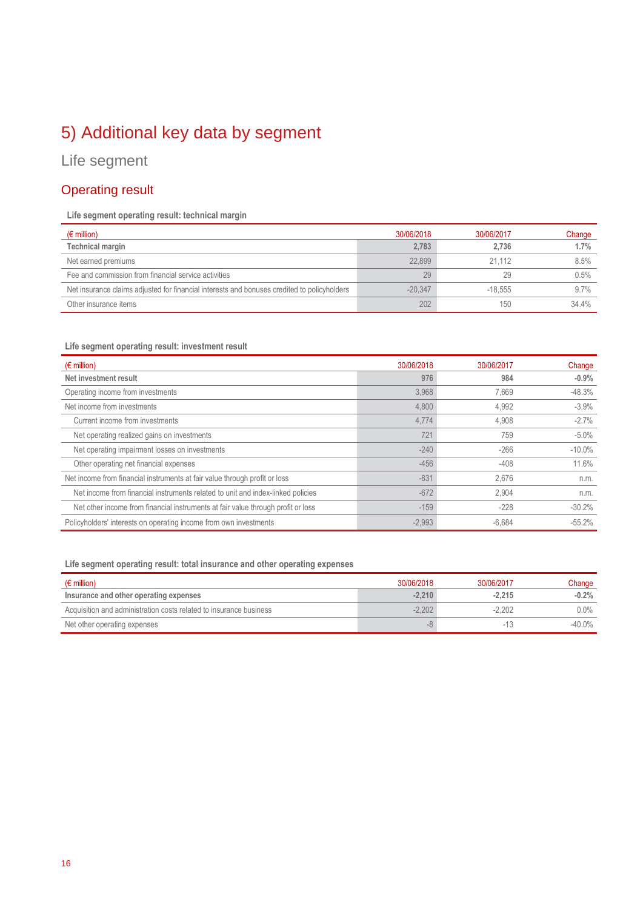# 5) Additional key data by segment

## Life segment

### Operating result

**Life segment operating result: technical margin**

| (€ million) | 30/06/2018 | 30/06/2017 | Change |
|---|---|---|---|
| **Technical margin** | **2,783** | **2,736** | **1.7%** |
| Net earned premiums | 22,899 | 21,112 | 8.5% |
| Fee and commission from financial service activities | 29 | 29 | 0.5% |
| Net insurance claims adjusted for financial interests and bonuses credited to policyholders | -20,347 | -18,555 | 9.7% |
| Other insurance items | 202 | 150 | 34.4% |

**Life segment operating result: investment result**

| (€ million) | 30/06/2018 | 30/06/2017 | Change |
|---|---|---|---|
| **Net investment result** | **976** | **984** | **-0.9%** |
| Operating income from investments | 3,968 | 7,669 | -48.3% |
| Net income from investments | 4,800 | 4,992 | -3.9% |
| Current income from investments | 4,774 | 4,908 | -2.7% |
| Net operating realized gains on investments | 721 | 759 | -5.0% |
| Net operating impairment losses on investments | -240 | -266 | -10.0% |
| Other operating net financial expenses | -456 | -408 | 11.6% |
| Net income from financial instruments at fair value through profit or loss | -831 | 2,676 | n.m. |
| Net income from financial instruments related to unit and index-linked policies | -672 | 2,904 | n.m. |
| Net other income from financial instruments at fair value through profit or loss | -159 | -228 | -30.2% |
| Policyholders' interests on operating income from own investments | -2,993 | -6,684 | -55.2% |

**Life segment operating result: total insurance and other operating expenses**

| (€ million) | 30/06/2018 | 30/06/2017 | Change |
|---|---|---|---|
| **Insurance and other operating expenses** | **-2,210** | **-2,215** | **-0.2%** |
| Acquisition and administration costs related to insurance business | -2,202 | -2,202 | 0.0% |
| Net other operating expenses | -8 | -13 | -40.0% |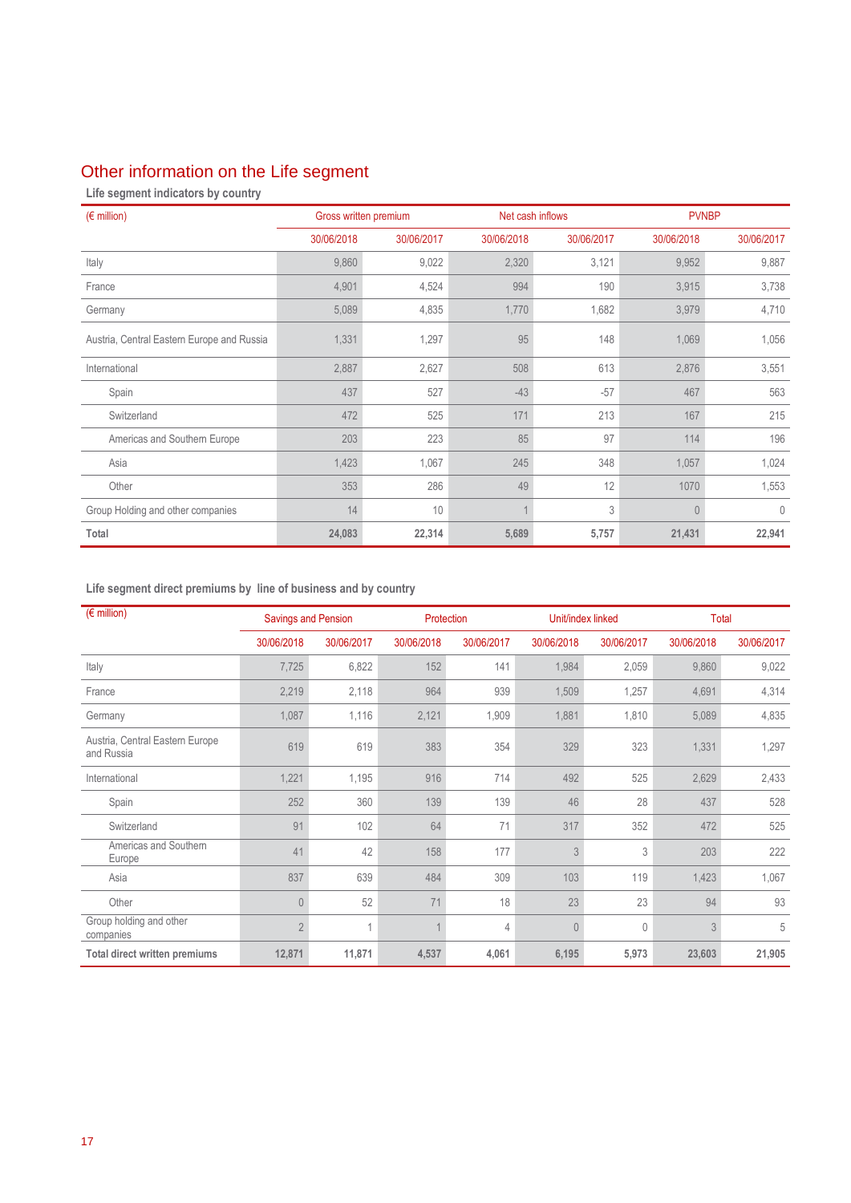## Other information on the Life segment

**Life segment indicators by country**

| (€ million) | Gross written premium | | Net cash inflows | | PVNBP | |
|---|---|---|---|---|---|---|
| | 30/06/2018 | 30/06/2017 | 30/06/2018 | 30/06/2017 | 30/06/2018 | 30/06/2017 |
| Italy | 9,860 | 9,022 | 2,320 | 3,121 | 9,952 | 9,887 |
| France | 4,901 | 4,524 | 994 | 190 | 3,915 | 3,738 |
| Germany | 5,089 | 4,835 | 1,770 | 1,682 | 3,979 | 4,710 |
| Austria, Central Eastern Europe and Russia | 1,331 | 1,297 | 95 | 148 | 1,069 | 1,056 |
| International | 2,887 | 2,627 | 508 | 613 | 2,876 | 3,551 |
| Spain | 437 | 527 | -43 | -57 | 467 | 563 |
| Switzerland | 472 | 525 | 171 | 213 | 167 | 215 |
| Americas and Southern Europe | 203 | 223 | 85 | 97 | 114 | 196 |
| Asia | 1,423 | 1,067 | 245 | 348 | 1,057 | 1,024 |
| Other | 353 | 286 | 49 | 12 | 1070 | 1,553 |
| Group Holding and other companies | 14 | 10 | 1 | 3 | 0 | 0 |
| **Total** | **24,083** | **22,314** | **5,689** | **5,757** | **21,431** | **22,941** |

**Life segment direct premiums by line of business and by country**

| (€ million) | Savings and Pension | | Protection | | Unit/index linked | | Total | |
|---|---|---|---|---|---|---|---|---|
| | 30/06/2018 | 30/06/2017 | 30/06/2018 | 30/06/2017 | 30/06/2018 | 30/06/2017 | 30/06/2018 | 30/06/2017 |
| Italy | 7,725 | 6,822 | 152 | 141 | 1,984 | 2,059 | 9,860 | 9,022 |
| France | 2,219 | 2,118 | 964 | 939 | 1,509 | 1,257 | 4,691 | 4,314 |
| Germany | 1,087 | 1,116 | 2,121 | 1,909 | 1,881 | 1,810 | 5,089 | 4,835 |
| Austria, Central Eastern Europe and Russia | 619 | 619 | 383 | 354 | 329 | 323 | 1,331 | 1,297 |
| International | 1,221 | 1,195 | 916 | 714 | 492 | 525 | 2,629 | 2,433 |
| Spain | 252 | 360 | 139 | 139 | 46 | 28 | 437 | 528 |
| Switzerland | 91 | 102 | 64 | 71 | 317 | 352 | 472 | 525 |
| Americas and Southern Europe | 41 | 42 | 158 | 177 | 3 | 3 | 203 | 222 |
| Asia | 837 | 639 | 484 | 309 | 103 | 119 | 1,423 | 1,067 |
| Other | 0 | 52 | 71 | 18 | 23 | 23 | 94 | 93 |
| Group holding and other companies | 2 | 1 | 1 | 4 | 0 | 0 | 3 | 5 |
| **Total direct written premiums** | **12,871** | **11,871** | **4,537** | **4,061** | **6,195** | **5,973** | **23,603** | **21,905** |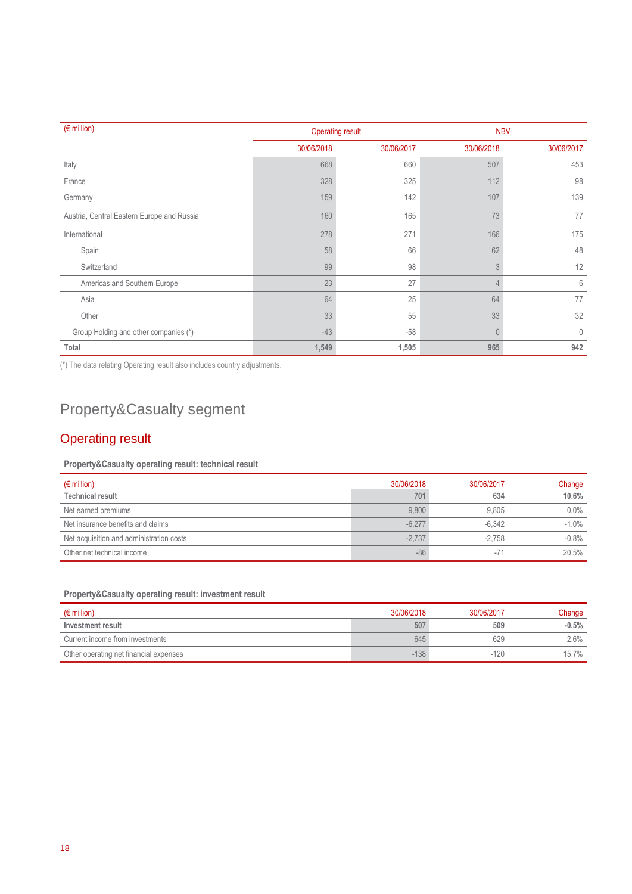| (€ million) | Operating result | | NBV | |
|---|---|---|---|---|
| | 30/06/2018 | 30/06/2017 | 30/06/2018 | 30/06/2017 |
| Italy | 668 | 660 | 507 | 453 |
| France | 328 | 325 | 112 | 98 |
| Germany | 159 | 142 | 107 | 139 |
| Austria, Central Eastern Europe and Russia | 160 | 165 | 73 | 77 |
| International | 278 | 271 | 166 | 175 |
| Spain | 58 | 66 | 62 | 48 |
| Switzerland | 99 | 98 | 3 | 12 |
| Americas and Southern Europe | 23 | 27 | 4 | 6 |
| Asia | 64 | 25 | 64 | 77 |
| Other | 33 | 55 | 33 | 32 |
| Group Holding and other companies (*) | -43 | -58 | 0 | 0 |
| **Total** | **1,549** | **1,505** | **965** | **942** |

(*) The data relating Operating result also includes country adjustments.

# Property&Casualty segment

## Operating result

### Property&Casualty operating result: technical result

| (€ million) | 30/06/2018 | 30/06/2017 | Change |
|---|---|---|---|
| **Technical result** | **701** | **634** | **10.6%** |
| Net earned premiums | 9,800 | 9,805 | 0.0% |
| Net insurance benefits and claims | -6,277 | -6,342 | -1.0% |
| Net acquisition and administration costs | -2,737 | -2,758 | -0.8% |
| Other net technical income | -86 | -71 | 20.5% |

### Property&Casualty operating result: investment result

| (€ million) | 30/06/2018 | 30/06/2017 | Change |
|---|---|---|---|
| **Investment result** | **507** | **509** | **-0.5%** |
| Current income from investments | 645 | 629 | 2.6% |
| Other operating net financial expenses | -138 | -120 | 15.7% |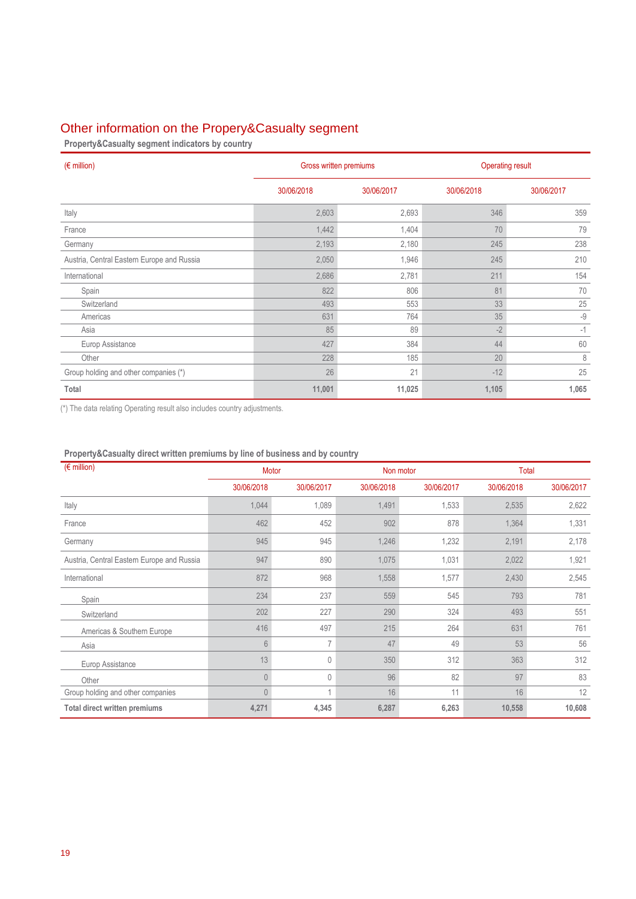## Other information on the Propery&Casualty segment

**Property&Casualty segment indicators by country**

| (€ million) | Gross written premiums | | Operating result | |
|---|---|---|---|---|
| | 30/06/2018 | 30/06/2017 | 30/06/2018 | 30/06/2017 |
| Italy | 2,603 | 2,693 | 346 | 359 |
| France | 1,442 | 1,404 | 70 | 79 |
| Germany | 2,193 | 2,180 | 245 | 238 |
| Austria, Central Eastern Europe and Russia | 2,050 | 1,946 | 245 | 210 |
| International | 2,686 | 2,781 | 211 | 154 |
| Spain | 822 | 806 | 81 | 70 |
| Switzerland | 493 | 553 | 33 | 25 |
| Americas | 631 | 764 | 35 | -9 |
| Asia | 85 | 89 | -2 | -1 |
| Europ Assistance | 427 | 384 | 44 | 60 |
| Other | 228 | 185 | 20 | 8 |
| Group holding and other companies (*) | 26 | 21 | -12 | 25 |
| **Total** | **11,001** | **11,025** | **1,105** | **1,065** |

(*) The data relating Operating result also includes country adjustments.

**Property&Casualty direct written premiums by line of business and by country**

| (€ million) | Motor | | Non motor | | Total | |
|---|---|---|---|---|---|---|
| | 30/06/2018 | 30/06/2017 | 30/06/2018 | 30/06/2017 | 30/06/2018 | 30/06/2017 |
| Italy | 1,044 | 1,089 | 1,491 | 1,533 | 2,535 | 2,622 |
| France | 462 | 452 | 902 | 878 | 1,364 | 1,331 |
| Germany | 945 | 945 | 1,246 | 1,232 | 2,191 | 2,178 |
| Austria, Central Eastern Europe and Russia | 947 | 890 | 1,075 | 1,031 | 2,022 | 1,921 |
| International | 872 | 968 | 1,558 | 1,577 | 2,430 | 2,545 |
| Spain | 234 | 237 | 559 | 545 | 793 | 781 |
| Switzerland | 202 | 227 | 290 | 324 | 493 | 551 |
| Americas & Southern Europe | 416 | 497 | 215 | 264 | 631 | 761 |
| Asia | 6 | 7 | 47 | 49 | 53 | 56 |
| Europ Assistance | 13 | 0 | 350 | 312 | 363 | 312 |
| Other | 0 | 0 | 96 | 82 | 97 | 83 |
| Group holding and other companies | 0 | 1 | 16 | 11 | 16 | 12 |
| **Total direct written premiums** | **4,271** | **4,345** | **6,287** | **6,263** | **10,558** | **10,608** |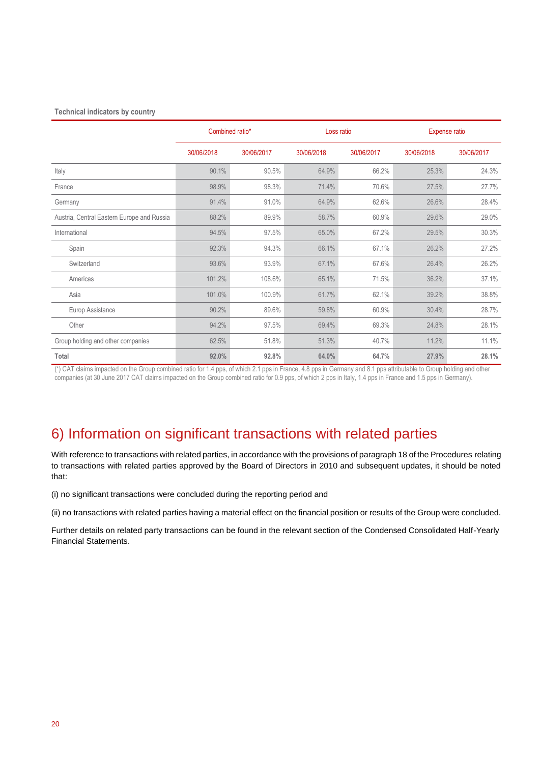**Technical indicators by country**

| | Combined ratio* | | Loss ratio | | Expense ratio | |
|---|---|---|---|---|---|---|
| | 30/06/2018 | 30/06/2017 | 30/06/2018 | 30/06/2017 | 30/06/2018 | 30/06/2017 |
| Italy | 90.1% | 90.5% | 64.9% | 66.2% | 25.3% | 24.3% |
| France | 98.9% | 98.3% | 71.4% | 70.6% | 27.5% | 27.7% |
| Germany | 91.4% | 91.0% | 64.9% | 62.6% | 26.6% | 28.4% |
| Austria, Central Eastern Europe and Russia | 88.2% | 89.9% | 58.7% | 60.9% | 29.6% | 29.0% |
| International | 94.5% | 97.5% | 65.0% | 67.2% | 29.5% | 30.3% |
| Spain | 92.3% | 94.3% | 66.1% | 67.1% | 26.2% | 27.2% |
| Switzerland | 93.6% | 93.9% | 67.1% | 67.6% | 26.4% | 26.2% |
| Americas | 101.2% | 108.6% | 65.1% | 71.5% | 36.2% | 37.1% |
| Asia | 101.0% | 100.9% | 61.7% | 62.1% | 39.2% | 38.8% |
| Europ Assistance | 90.2% | 89.6% | 59.8% | 60.9% | 30.4% | 28.7% |
| Other | 94.2% | 97.5% | 69.4% | 69.3% | 24.8% | 28.1% |
| Group holding and other companies | 62.5% | 51.8% | 51.3% | 40.7% | 11.2% | 11.1% |
| **Total** | **92.0%** | **92.8%** | **64.0%** | **64.7%** | **27.9%** | **28.1%** |

(*) CAT claims impacted on the Group combined ratio for 1.4 pps, of which 2.1 pps in France, 4.8 pps in Germany and 8.1 pps attributable to Group holding and other companies (at 30 June 2017 CAT claims impacted on the Group combined ratio for 0.9 pps, of which 2 pps in Italy, 1.4 pps in France and 1.5 pps in Germany).

# 6) Information on significant transactions with related parties

With reference to transactions with related parties, in accordance with the provisions of paragraph 18 of the Procedures relating to transactions with related parties approved by the Board of Directors in 2010 and subsequent updates, it should be noted that:

(i) no significant transactions were concluded during the reporting period and

(ii) no transactions with related parties having a material effect on the financial position or results of the Group were concluded.

Further details on related party transactions can be found in the relevant section of the Condensed Consolidated Half-Yearly Financial Statements.